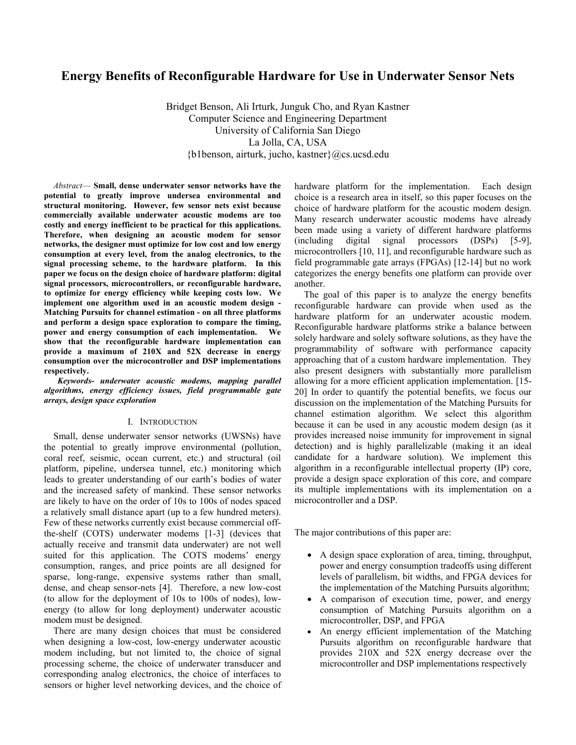# Energy Benefits of Reconfigurable Hardware for Use in Underwater Sensor Nets

Bridget Benson, Ali Irturk, Junguk Cho, and Ryan Kastner
Computer Science and Engineering Department
University of California San Diego
La Jolla, CA, USA
{b1benson, airturk, jucho, kastner}@cs.ucsd.edu

*Abstract*— **Small, dense underwater sensor networks have the potential to greatly improve undersea environmental and structural monitoring. However, few sensor nets exist because commercially available underwater acoustic modems are too costly and energy inefficient to be practical for this applications. Therefore, when designing an acoustic modem for sensor networks, the designer must optimize for low cost and low energy consumption at every level, from the analog electronics, to the signal processing scheme, to the hardware platform. In this paper we focus on the design choice of hardware platform: digital signal processors, microcontrollers, or reconfigurable hardware, to optimize for energy efficiency while keeping costs low. We implement one algorithm used in an acoustic modem design - Matching Pursuits for channel estimation - on all three platforms and perform a design space exploration to compare the timing, power and energy consumption of each implementation. We show that the reconfigurable hardware implementation can provide a maximum of 210X and 52X decrease in energy consumption over the microcontroller and DSP implementations respectively.**

***Keywords- underwater acoustic modems, mapping parallel algorithms, energy efficiency issues, field programmable gate arrays, design space exploration***

## I. Introduction

Small, dense underwater sensor networks (UWSNs) have the potential to greatly improve environmental (pollution, coral reef, seismic, ocean current, etc.) and structural (oil platform, pipeline, undersea tunnel, etc.) monitoring which leads to greater understanding of our earth's bodies of water and the increased safety of mankind. These sensor networks are likely to have on the order of 10s to 100s of nodes spaced a relatively small distance apart (up to a few hundred meters). Few of these networks currently exist because commercial off-the-shelf (COTS) underwater modems [1-3] (devices that actually receive and transmit data underwater) are not well suited for this application. The COTS modems' energy consumption, ranges, and price points are all designed for sparse, long-range, expensive systems rather than small, dense, and cheap sensor-nets [4]. Therefore, a new low-cost (to allow for the deployment of 10s to 100s of nodes), low-energy (to allow for long deployment) underwater acoustic modem must be designed.

There are many design choices that must be considered when designing a low-cost, low-energy underwater acoustic modem including, but not limited to, the choice of signal processing scheme, the choice of underwater transducer and corresponding analog electronics, the choice of interfaces to sensors or higher level networking devices, and the choice of hardware platform for the implementation. Each design choice is a research area in itself, so this paper focuses on the choice of hardware platform for the acoustic modem design. Many research underwater acoustic modems have already been made using a variety of different hardware platforms (including digital signal processors (DSPs) [5-9], microcontrollers [10, 11], and reconfigurable hardware such as field programmable gate arrays (FPGAs) [12-14] but no work categorizes the energy benefits one platform can provide over another.

The goal of this paper is to analyze the energy benefits reconfigurable hardware can provide when used as the hardware platform for an underwater acoustic modem. Reconfigurable hardware platforms strike a balance between solely hardware and solely software solutions, as they have the programmability of software with performance capacity approaching that of a custom hardware implementation. They also present designers with substantially more parallelism allowing for a more efficient application implementation. [15-20] In order to quantify the potential benefits, we focus our discussion on the implementation of the Matching Pursuits for channel estimation algorithm. We select this algorithm because it can be used in any acoustic modem design (as it provides increased noise immunity for improvement in signal detection) and is highly parallelizable (making it an ideal candidate for a hardware solution). We implement this algorithm in a reconfigurable intellectual property (IP) core, provide a design space exploration of this core, and compare its multiple implementations with its implementation on a microcontroller and a DSP.

The major contributions of this paper are:

- A design space exploration of area, timing, throughput, power and energy consumption tradeoffs using different levels of parallelism, bit widths, and FPGA devices for the implementation of the Matching Pursuits algorithm;
- A comparison of execution time, power, and energy consumption of Matching Pursuits algorithm on a microcontroller, DSP, and FPGA
- An energy efficient implementation of the Matching Pursuits algorithm on reconfigurable hardware that provides 210X and 52X energy decrease over the microcontroller and DSP implementations respectively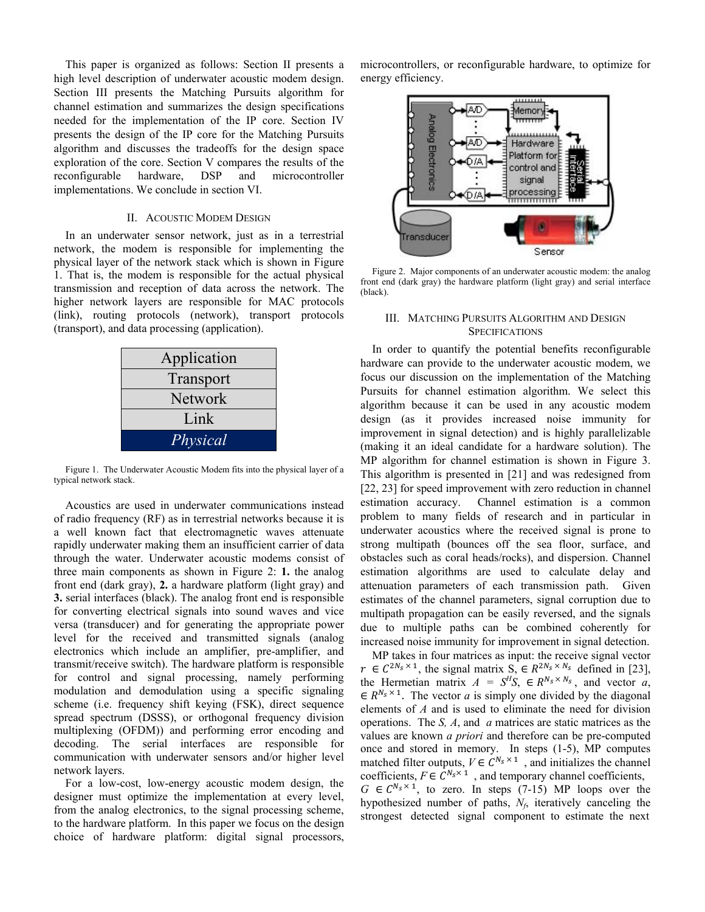This paper is organized as follows: Section II presents a high level description of underwater acoustic modem design. Section III presents the Matching Pursuits algorithm for channel estimation and summarizes the design specifications needed for the implementation of the IP core. Section IV presents the design of the IP core for the Matching Pursuits algorithm and discusses the tradeoffs for the design space exploration of the core. Section V compares the results of the reconfigurable hardware, DSP and microcontroller implementations. We conclude in section VI.

## II. Acoustic Modem Design

In an underwater sensor network, just as in a terrestrial network, the modem is responsible for implementing the physical layer of the network stack which is shown in Figure 1. That is, the modem is responsible for the actual physical transmission and reception of data across the network. The higher network layers are responsible for MAC protocols (link), routing protocols (network), transport protocols (transport), and data processing (application).

| Application |
|---|
| Transport |
| Network |
| Link |
| *Physical* |

Figure 1. The Underwater Acoustic Modem fits into the physical layer of a typical network stack.

Acoustics are used in underwater communications instead of radio frequency (RF) as in terrestrial networks because it is a well known fact that electromagnetic waves attenuate rapidly underwater making them an insufficient carrier of data through the water. Underwater acoustic modems consist of three main components as shown in Figure 2: **1.** the analog front end (dark gray), **2.** a hardware platform (light gray) and **3.** serial interfaces (black). The analog front end is responsible for converting electrical signals into sound waves and vice versa (transducer) and for generating the appropriate power level for the received and transmitted signals (analog electronics which include an amplifier, pre-amplifier, and transmit/receive switch). The hardware platform is responsible for control and signal processing, namely performing modulation and demodulation using a specific signaling scheme (i.e. frequency shift keying (FSK), direct sequence spread spectrum (DSSS), or orthogonal frequency division multiplexing (OFDM)) and performing error encoding and decoding. The serial interfaces are responsible for communication with underwater sensors and/or higher level network layers.

For a low-cost, low-energy acoustic modem design, the designer must optimize the implementation at every level, from the analog electronics, to the signal processing scheme, to the hardware platform. In this paper we focus on the design choice of hardware platform: digital signal processors, microcontrollers, or reconfigurable hardware, to optimize for energy efficiency.

Figure 2. Major components of an underwater acoustic modem: the analog front end (dark gray) the hardware platform (light gray) and serial interface (black).

## III. Matching Pursuits Algorithm and Design Specifications

In order to quantify the potential benefits reconfigurable hardware can provide to the underwater acoustic modem, we focus our discussion on the implementation of the Matching Pursuits for channel estimation algorithm. We select this algorithm because it can be used in any acoustic modem design (as it provides increased noise immunity for improvement in signal detection) and is highly parallelizable (making it an ideal candidate for a hardware solution). The MP algorithm for channel estimation is shown in Figure 3. This algorithm is presented in [21] and was redesigned from [22, 23] for speed improvement with zero reduction in channel estimation accuracy. Channel estimation is a common problem to many fields of research and in particular in underwater acoustics where the received signal is prone to strong multipath (bounces off the sea floor, surface, and obstacles such as coral heads/rocks), and dispersion. Channel estimation algorithms are used to calculate delay and attenuation parameters of each transmission path. Given estimates of the channel parameters, signal corruption due to multipath propagation can be easily reversed, and the signals due to multiple paths can be combined coherently for increased noise immunity for improvement in signal detection.

MP takes in four matrices as input: the receive signal vector $r \in C^{2N_s \times 1}$, the signal matrix S, $\in R^{2N_s \times N_s}$ defined in [23], the Hermetian matrix $A = S^H S$, $\in R^{N_s \times N_s}$, and vector *a*, $\in R^{N_s \times 1}$. The vector *a* is simply one divided by the diagonal elements of *A* and is used to eliminate the need for division operations. The *S, A*, and *a* matrices are static matrices as the values are known *a priori* and therefore can be pre-computed once and stored in memory. In steps (1-5), MP computes matched filter outputs, $V \in C^{N_s \times 1}$, and initializes the channel coefficients, $F \in C^{N_s \times 1}$, and temporary channel coefficients, $G \in C^{N_s \times 1}$, to zero. In steps (7-15) MP loops over the hypothesized number of paths, $N_f$, iteratively canceling the strongest detected signal component to estimate the next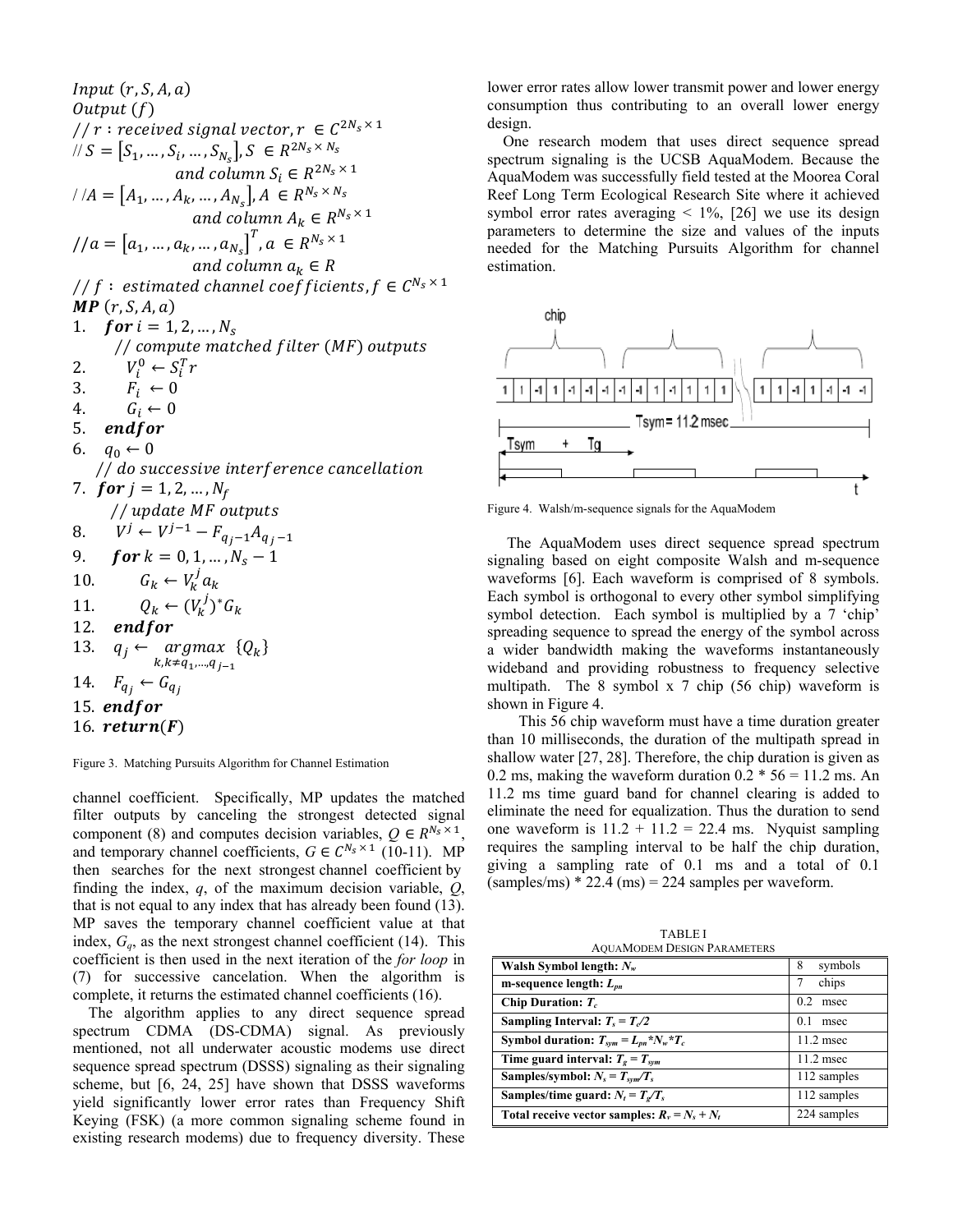```
Input (r, S, A, a)
Output (f)
// r : received signal vector, r ∈ C^{2N_s × 1}
// S = [S_1, ..., S_i, ..., S_{N_s}], S ∈ R^{2N_s × N_s}
              and column S_i ∈ R^{2N_s × 1}
// A = [A_1, ..., A_k, ..., A_{N_s}], A ∈ R^{N_s × N_s}
              and column A_k ∈ R^{N_s × 1}
// a = [a_1, ..., a_k, ..., a_{N_s}]^T, a ∈ R^{N_s × 1}
              and column a_k ∈ R
// f : estimated channel coefficients, f ∈ C^{N_s × 1}
MP (r, S, A, a)
1.  for i = 1, 2, ..., N_s
      // compute matched filter (MF) outputs
2.      V_i^0 ← S_i^T r
3.      F_i ← 0
4.      G_i ← 0
5.  endfor
6.  q_0 ← 0
    // do successive interference cancellation
7.  for j = 1, 2, ..., N_f
      // update MF outputs
8.      V^j ← V^{j-1} − F_{q_{j-1}} A_{q_{j-1}}
9.      for k = 0, 1, ..., N_s − 1
10.         G_k ← V_k^j a_k
11.         Q_k ← (V_k^j)^* G_k
12.     endfor
13.     q_j ← argmax_{k, k≠q_1,...,q_{j-1}} {Q_k}
14.     F_{q_j} ← G_{q_j}
15. endfor
16. return(F)
```

Figure 3. Matching Pursuits Algorithm for Channel Estimation

channel coefficient. Specifically, MP updates the matched filter outputs by canceling the strongest detected signal component (8) and computes decision variables, $Q \in R^{N_s \times 1}$, and temporary channel coefficients, $G \in C^{N_s \times 1}$ (10-11). MP then searches for the next strongest channel coefficient by finding the index, $q$, of the maximum decision variable, $Q$, that is not equal to any index that has already been found (13). MP saves the temporary channel coefficient value at that index, $G_q$, as the next strongest channel coefficient (14). This coefficient is then used in the next iteration of the *for loop* in (7) for successive cancelation. When the algorithm is complete, it returns the estimated channel coefficients (16).

The algorithm applies to any direct sequence spread spectrum CDMA (DS-CDMA) signal. As previously mentioned, not all underwater acoustic modems use direct sequence spread spectrum (DSSS) signaling as their signaling scheme, but [6, 24, 25] have shown that DSSS waveforms yield significantly lower error rates than Frequency Shift Keying (FSK) (a more common signaling scheme found in existing research modems) due to frequency diversity. These lower error rates allow lower transmit power and lower energy consumption thus contributing to an overall lower energy design.

One research modem that uses direct sequence spread spectrum signaling is the UCSB AquaModem. Because the AquaModem was successfully field tested at the Moorea Coral Reef Long Term Ecological Research Site where it achieved symbol error rates averaging < 1%, [26] we use its design parameters to determine the size and values of the inputs needed for the Matching Pursuits Algorithm for channel estimation.

Figure 4. Walsh/m-sequence signals for the AquaModem

The AquaModem uses direct sequence spread spectrum signaling based on eight composite Walsh and m-sequence waveforms [6]. Each waveform is comprised of 8 symbols. Each symbol is orthogonal to every other symbol simplifying symbol detection. Each symbol is multiplied by a 7 'chip' spreading sequence to spread the energy of the symbol across a wider bandwidth making the waveforms instantaneously wideband and providing robustness to frequency selective multipath. The 8 symbol x 7 chip (56 chip) waveform is shown in Figure 4.

This 56 chip waveform must have a time duration greater than 10 milliseconds, the duration of the multipath spread in shallow water [27, 28]. Therefore, the chip duration is given as 0.2 ms, making the waveform duration 0.2 * 56 = 11.2 ms. An 11.2 ms time guard band for channel clearing is added to eliminate the need for equalization. Thus the duration to send one waveform is 11.2 + 11.2 = 22.4 ms. Nyquist sampling requires the sampling interval to be half the chip duration, giving a sampling rate of 0.1 ms and a total of 0.1 (samples/ms) * 22.4 (ms) = 224 samples per waveform.

TABLE I
AQUAMODEM DESIGN PARAMETERS

| Parameter | Value |
|---|---|
| **Walsh Symbol length: $N_w$** | 8 symbols |
| **m-sequence length: $L_{pn}$** | 7 chips |
| **Chip Duration: $T_c$** | 0.2 msec |
| **Sampling Interval: $T_s = T_c/2$** | 0.1 msec |
| **Symbol duration: $T_{sym} = L_{pn} * N_w * T_c$** | 11.2 msec |
| **Time guard interval: $T_g = T_{sym}$** | 11.2 msec |
| **Samples/symbol: $N_s = T_{sym}/T_s$** | 112 samples |
| **Samples/time guard: $N_t = T_g/T_s$** | 112 samples |
| **Total receive vector samples: $R_v = N_s + N_t$** | 224 samples |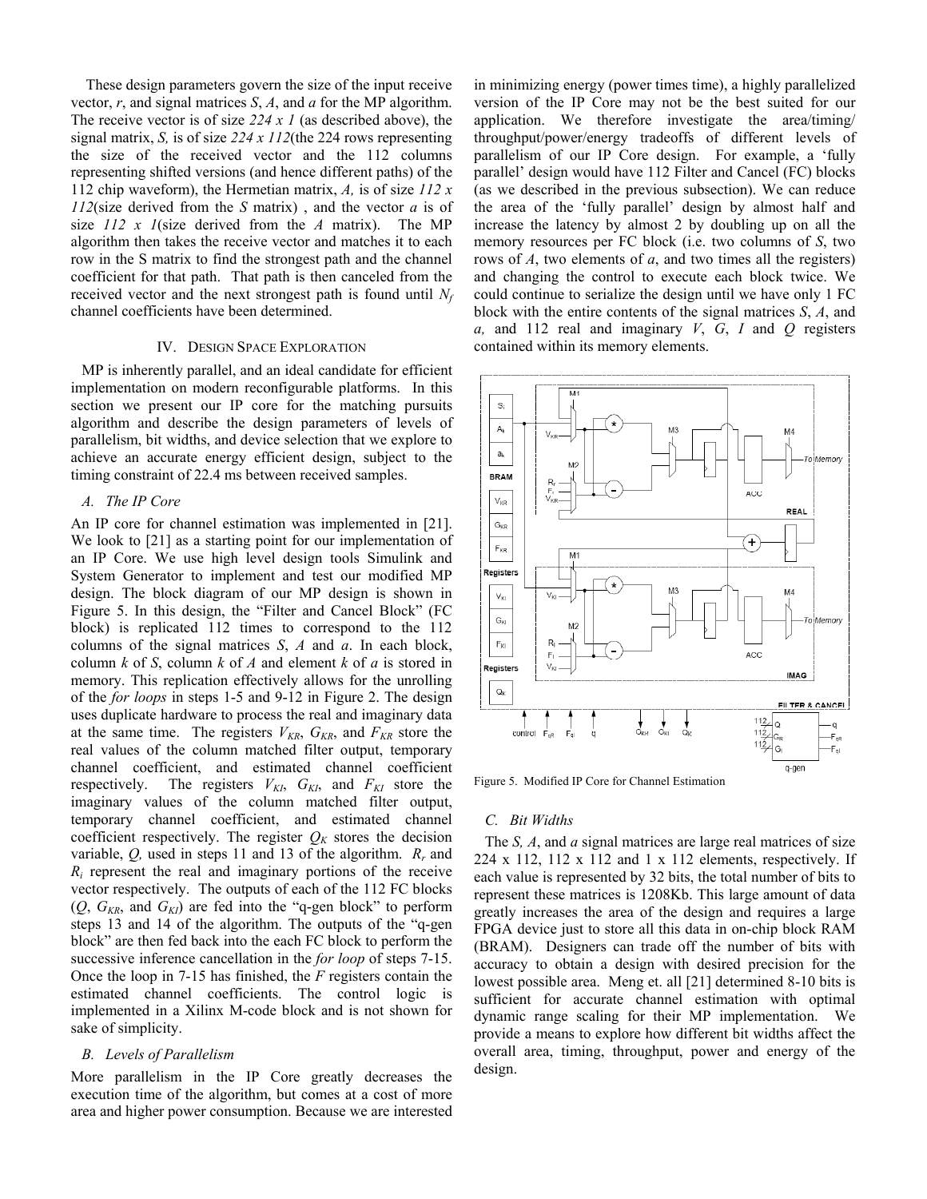These design parameters govern the size of the input receive vector, $r$, and signal matrices $S$, $A$, and $a$ for the MP algorithm. The receive vector is of size *224 x 1* (as described above), the signal matrix, $S$, is of size *224 x 112*(the 224 rows representing the size of the received vector and the 112 columns representing shifted versions (and hence different paths) of the 112 chip waveform), the Hermetian matrix, $A$, is of size *112 x 112*(size derived from the $S$ matrix) , and the vector $a$ is of size *112 x 1*(size derived from the $A$ matrix). The MP algorithm then takes the receive vector and matches it to each row in the S matrix to find the strongest path and the channel coefficient for that path. That path is then canceled from the received vector and the next strongest path is found until $N_f$ channel coefficients have been determined.

## IV. Design Space Exploration

MP is inherently parallel, and an ideal candidate for efficient implementation on modern reconfigurable platforms. In this section we present our IP core for the matching pursuits algorithm and describe the design parameters of levels of parallelism, bit widths, and device selection that we explore to achieve an accurate energy efficient design, subject to the timing constraint of 22.4 ms between received samples.

### *A. The IP Core*

An IP core for channel estimation was implemented in [21]. We look to [21] as a starting point for our implementation of an IP Core. We use high level design tools Simulink and System Generator to implement and test our modified MP design. The block diagram of our MP design is shown in Figure 5. In this design, the "Filter and Cancel Block" (FC block) is replicated 112 times to correspond to the 112 columns of the signal matrices $S$, $A$ and $a$. In each block, column $k$ of $S$, column $k$ of $A$ and element $k$ of $a$ is stored in memory. This replication effectively allows for the unrolling of the *for loops* in steps 1-5 and 9-12 in Figure 2. The design uses duplicate hardware to process the real and imaginary data at the same time. The registers $V_{KR}$, $G_{KR}$, and $F_{KR}$ store the real values of the column matched filter output, temporary channel coefficient, and estimated channel coefficient respectively. The registers $V_{KI}$, $G_{KI}$, and $F_{KI}$ store the imaginary values of the column matched filter output, temporary channel coefficient, and estimated channel coefficient respectively. The register $Q_K$ stores the decision variable, $Q$, used in steps 11 and 13 of the algorithm. $R_r$ and $R_i$ represent the real and imaginary portions of the receive vector respectively. The outputs of each of the 112 FC blocks ($Q$, $G_{KR}$, and $G_{KI}$) are fed into the "q-gen block" to perform steps 13 and 14 of the algorithm. The outputs of the "q-gen block" are then fed back into the each FC block to perform the successive inference cancellation in the *for loop* of steps 7-15. Once the loop in 7-15 has finished, the $F$ registers contain the estimated channel coefficients. The control logic is implemented in a Xilinx M-code block and is not shown for sake of simplicity.

### *B. Levels of Parallelism*

More parallelism in the IP Core greatly decreases the execution time of the algorithm, but comes at a cost of more area and higher power consumption. Because we are interested in minimizing energy (power times time), a highly parallelized version of the IP Core may not be the best suited for our application. We therefore investigate the area/timing/throughput/power/energy tradeoffs of different levels of parallelism of our IP Core design. For example, a 'fully parallel' design would have 112 Filter and Cancel (FC) blocks (as we described in the previous subsection). We can reduce the area of the 'fully parallel' design by almost half and increase the latency by almost 2 by doubling up on all the memory resources per FC block (i.e. two columns of $S$, two rows of $A$, two elements of $a$, and two times all the registers) and changing the control to execute each block twice. We could continue to serialize the design until we have only 1 FC block with the entire contents of the signal matrices $S$, $A$, and $a$, and 112 real and imaginary $V$, $G$, $I$ and $Q$ registers contained within its memory elements.

Figure 5. Modified IP Core for Channel Estimation

### *C. Bit Widths*

The $S$, $A$, and $a$ signal matrices are large real matrices of size 224 x 112, 112 x 112 and 1 x 112 elements, respectively. If each value is represented by 32 bits, the total number of bits to represent these matrices is 1208Kb. This large amount of data greatly increases the area of the design and requires a large FPGA device just to store all this data in on-chip block RAM (BRAM). Designers can trade off the number of bits with accuracy to obtain a design with desired precision for the lowest possible area. Meng et. all [21] determined 8-10 bits is sufficient for accurate channel estimation with optimal dynamic range scaling for their MP implementation. We provide a means to explore how different bit widths affect the overall area, timing, throughput, power and energy of the design.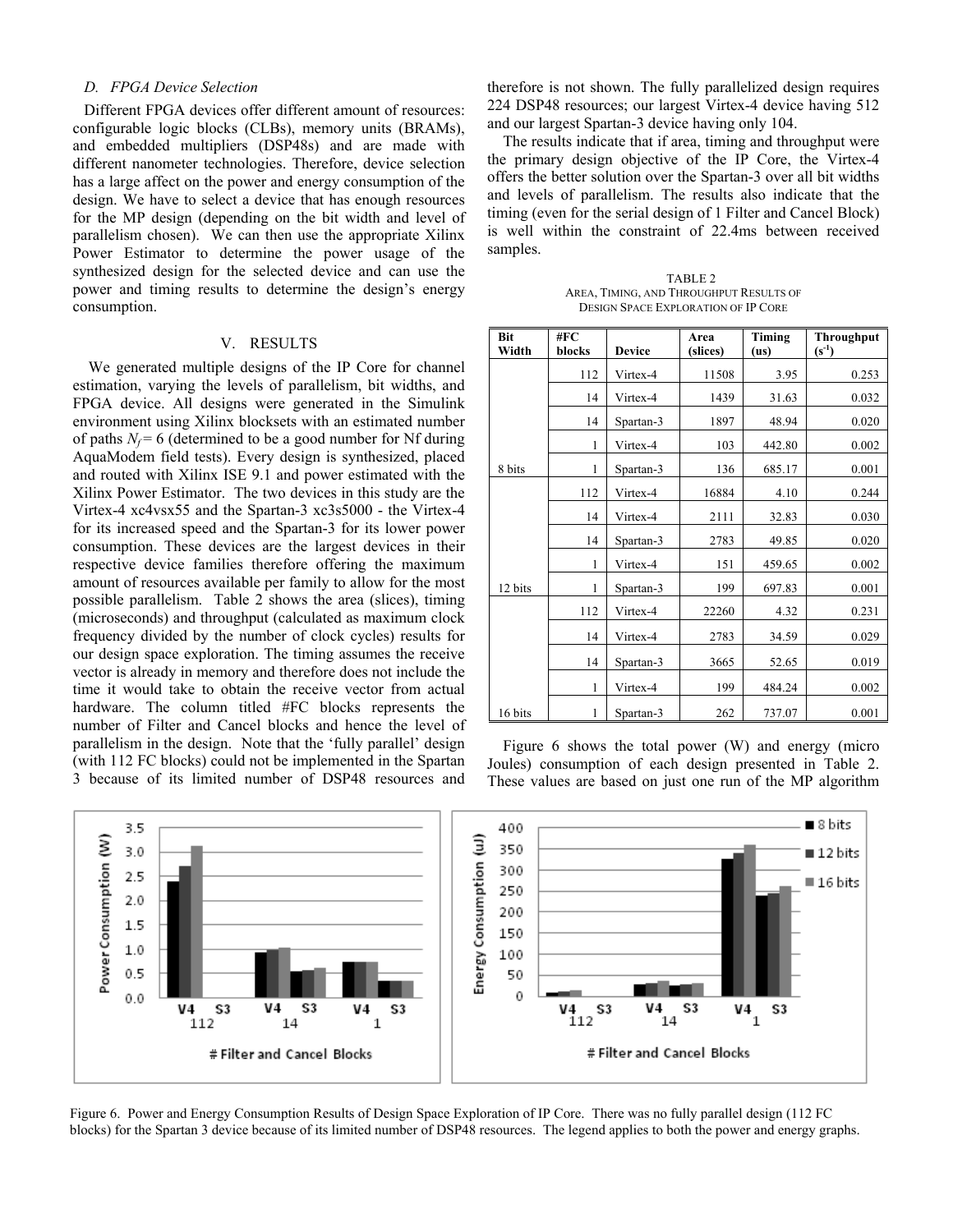### D. FPGA Device Selection

Different FPGA devices offer different amount of resources: configurable logic blocks (CLBs), memory units (BRAMs), and embedded multipliers (DSP48s) and are made with different nanometer technologies. Therefore, device selection has a large affect on the power and energy consumption of the design. We have to select a device that has enough resources for the MP design (depending on the bit width and level of parallelism chosen). We can then use the appropriate Xilinx Power Estimator to determine the power usage of the synthesized design for the selected device and can use the power and timing results to determine the design's energy consumption.

## V. RESULTS

We generated multiple designs of the IP Core for channel estimation, varying the levels of parallelism, bit widths, and FPGA device. All designs were generated in the Simulink environment using Xilinx blocksets with an estimated number of paths $N_f = 6$ (determined to be a good number for Nf during AquaModem field tests). Every design is synthesized, placed and routed with Xilinx ISE 9.1 and power estimated with the Xilinx Power Estimator. The two devices in this study are the Virtex-4 xc4vsx55 and the Spartan-3 xc3s5000 - the Virtex-4 for its increased speed and the Spartan-3 for its lower power consumption. These devices are the largest devices in their respective device families therefore offering the maximum amount of resources available per family to allow for the most possible parallelism. Table 2 shows the area (slices), timing (microseconds) and throughput (calculated as maximum clock frequency divided by the number of clock cycles) results for our design space exploration. The timing assumes the receive vector is already in memory and therefore does not include the time it would take to obtain the receive vector from actual hardware. The column titled #FC blocks represents the number of Filter and Cancel blocks and hence the level of parallelism in the design. Note that the 'fully parallel' design (with 112 FC blocks) could not be implemented in the Spartan 3 because of its limited number of DSP48 resources and therefore is not shown. The fully parallelized design requires 224 DSP48 resources; our largest Virtex-4 device having 512 and our largest Spartan-3 device having only 104.

The results indicate that if area, timing and throughput were the primary design objective of the IP Core, the Virtex-4 offers the better solution over the Spartan-3 over all bit widths and levels of parallelism. The results also indicate that the timing (even for the serial design of 1 Filter and Cancel Block) is well within the constraint of 22.4ms between received samples.

TABLE 2
AREA, TIMING, AND THROUGHPUT RESULTS OF DESIGN SPACE EXPLORATION OF IP CORE

| Bit Width | #FC blocks | Device | Area (slices) | Timing (us) | Throughput ($s^{-1}$) |
|---|---|---|---|---|---|
| 8 bits | 112 | Virtex-4 | 11508 | 3.95 | 0.253 |
| | 14 | Virtex-4 | 1439 | 31.63 | 0.032 |
| | 14 | Spartan-3 | 1897 | 48.94 | 0.020 |
| | 1 | Virtex-4 | 103 | 442.80 | 0.002 |
| | 1 | Spartan-3 | 136 | 685.17 | 0.001 |
| 12 bits | 112 | Virtex-4 | 16884 | 4.10 | 0.244 |
| | 14 | Virtex-4 | 2111 | 32.83 | 0.030 |
| | 14 | Spartan-3 | 2783 | 49.85 | 0.020 |
| | 1 | Virtex-4 | 151 | 459.65 | 0.002 |
| | 1 | Spartan-3 | 199 | 697.83 | 0.001 |
| 16 bits | 112 | Virtex-4 | 22260 | 4.32 | 0.231 |
| | 14 | Virtex-4 | 2783 | 34.59 | 0.029 |
| | 14 | Spartan-3 | 3665 | 52.65 | 0.019 |
| | 1 | Virtex-4 | 199 | 484.24 | 0.002 |
| | 1 | Spartan-3 | 262 | 737.07 | 0.001 |

Figure 6 shows the total power (W) and energy (micro Joules) consumption of each design presented in Table 2. These values are based on just one run of the MP algorithm

Figure 6. Power and Energy Consumption Results of Design Space Exploration of IP Core. There was no fully parallel design (112 FC blocks) for the Spartan 3 device because of its limited number of DSP48 resources. The legend applies to both the power and energy graphs.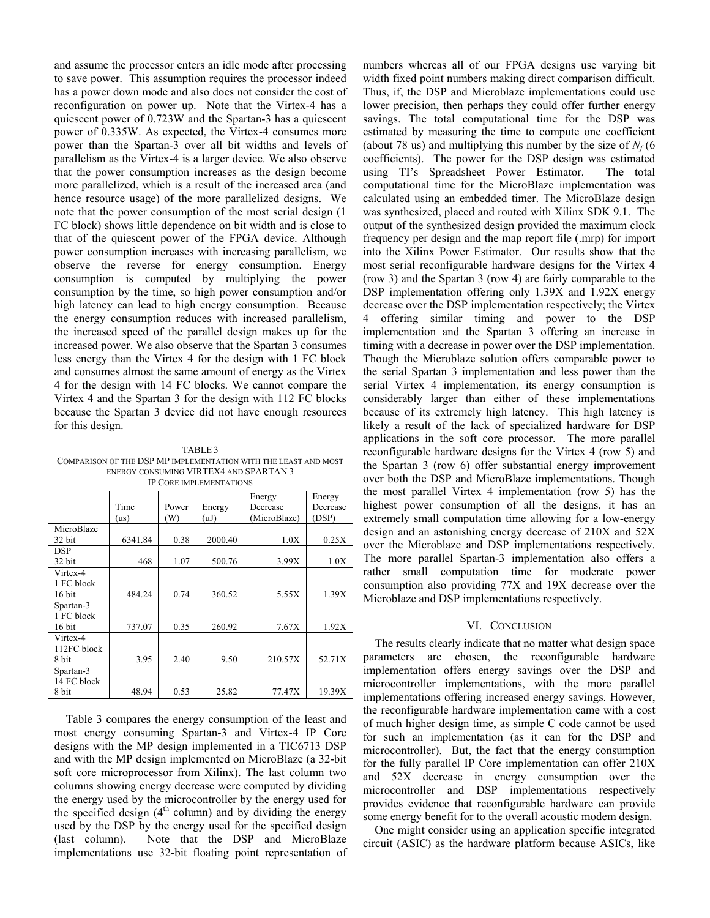and assume the processor enters an idle mode after processing to save power. This assumption requires the processor indeed has a power down mode and also does not consider the cost of reconfiguration on power up. Note that the Virtex-4 has a quiescent power of 0.723W and the Spartan-3 has a quiescent power of 0.335W. As expected, the Virtex-4 consumes more power than the Spartan-3 over all bit widths and levels of parallelism as the Virtex-4 is a larger device. We also observe that the power consumption increases as the design become more parallelized, which is a result of the increased area (and hence resource usage) of the more parallelized designs. We note that the power consumption of the most serial design (1 FC block) shows little dependence on bit width and is close to that of the quiescent power of the FPGA device. Although power consumption increases with increasing parallelism, we observe the reverse for energy consumption. Energy consumption is computed by multiplying the power consumption by the time, so high power consumption and/or high latency can lead to high energy consumption. Because the energy consumption reduces with increased parallelism, the increased speed of the parallel design makes up for the increased power. We also observe that the Spartan 3 consumes less energy than the Virtex 4 for the design with 1 FC block and consumes almost the same amount of energy as the Virtex 4 for the design with 14 FC blocks. We cannot compare the Virtex 4 and the Spartan 3 for the design with 112 FC blocks because the Spartan 3 device did not have enough resources for this design.

TABLE 3
COMPARISON OF THE DSP MP IMPLEMENTATION WITH THE LEAST AND MOST ENERGY CONSUMING VIRTEX4 AND SPARTAN 3 IP CORE IMPLEMENTATIONS

| | Time (us) | Power (W) | Energy (uJ) | Energy Decrease (MicroBlaze) | Energy Decrease (DSP) |
|---|---|---|---|---|---|
| MicroBlaze 32 bit | 6341.84 | 0.38 | 2000.40 | 1.0X | 0.25X |
| DSP 32 bit | 468 | 1.07 | 500.76 | 3.99X | 1.0X |
| Virtex-4 1 FC block 16 bit | 484.24 | 0.74 | 360.52 | 5.55X | 1.39X |
| Spartan-3 1 FC block 16 bit | 737.07 | 0.35 | 260.92 | 7.67X | 1.92X |
| Virtex-4 112FC block 8 bit | 3.95 | 2.40 | 9.50 | 210.57X | 52.71X |
| Spartan-3 14 FC block 8 bit | 48.94 | 0.53 | 25.82 | 77.47X | 19.39X |

Table 3 compares the energy consumption of the least and most energy consuming Spartan-3 and Virtex-4 IP Core designs with the MP design implemented in a TIC6713 DSP and with the MP design implemented on MicroBlaze (a 32-bit soft core microprocessor from Xilinx). The last column two columns showing energy decrease were computed by dividing the energy used by the microcontroller by the energy used for the specified design (4th column) and by dividing the energy used by the DSP by the energy used for the specified design (last column). Note that the DSP and MicroBlaze implementations use 32-bit floating point representation of numbers whereas all of our FPGA designs use varying bit width fixed point numbers making direct comparison difficult. Thus, if, the DSP and Microblaze implementations could use lower precision, then perhaps they could offer further energy savings. The total computational time for the DSP was estimated by measuring the time to compute one coefficient (about 78 us) and multiplying this number by the size of $N_f$ (6 coefficients). The power for the DSP design was estimated using TI's Spreadsheet Power Estimator. The total computational time for the MicroBlaze implementation was calculated using an embedded timer. The MicroBlaze design was synthesized, placed and routed with Xilinx SDK 9.1. The output of the synthesized design provided the maximum clock frequency per design and the map report file (.mrp) for import into the Xilinx Power Estimator. Our results show that the most serial reconfigurable hardware designs for the Virtex 4 (row 3) and the Spartan 3 (row 4) are fairly comparable to the DSP implementation offering only 1.39X and 1.92X energy decrease over the DSP implementation respectively; the Virtex 4 offering similar timing and power to the DSP implementation and the Spartan 3 offering an increase in timing with a decrease in power over the DSP implementation. Though the Microblaze solution offers comparable power to the serial Spartan 3 implementation and less power than the serial Virtex 4 implementation, its energy consumption is considerably larger than either of these implementations because of its extremely high latency. This high latency is likely a result of the lack of specialized hardware for DSP applications in the soft core processor. The more parallel reconfigurable hardware designs for the Virtex 4 (row 5) and the Spartan 3 (row 6) offer substantial energy improvement over both the DSP and MicroBlaze implementations. Though the most parallel Virtex 4 implementation (row 5) has the highest power consumption of all the designs, it has an extremely small computation time allowing for a low-energy design and an astonishing energy decrease of 210X and 52X over the Microblaze and DSP implementations respectively. The more parallel Spartan-3 implementation also offers a rather small computation time for moderate power consumption also providing 77X and 19X decrease over the Microblaze and DSP implementations respectively.

## VI. CONCLUSION

The results clearly indicate that no matter what design space parameters are chosen, the reconfigurable hardware implementation offers energy savings over the DSP and microcontroller implementations, with the more parallel implementations offering increased energy savings. However, the reconfigurable hardware implementation came with a cost of much higher design time, as simple C code cannot be used for such an implementation (as it can for the DSP and microcontroller). But, the fact that the energy consumption for the fully parallel IP Core implementation can offer 210X and 52X decrease in energy consumption over the microcontroller and DSP implementations respectively provides evidence that reconfigurable hardware can provide some energy benefit for to the overall acoustic modem design.

One might consider using an application specific integrated circuit (ASIC) as the hardware platform because ASICs, like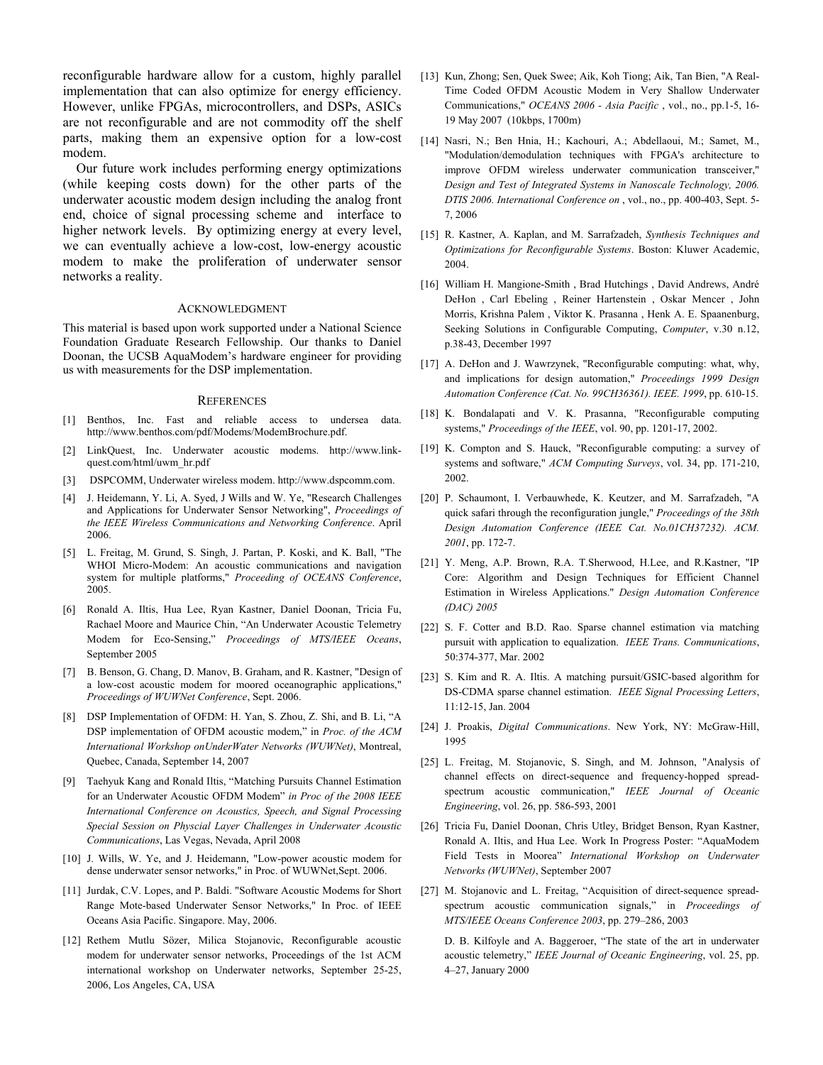reconfigurable hardware allow for a custom, highly parallel implementation that can also optimize for energy efficiency. However, unlike FPGAs, microcontrollers, and DSPs, ASICs are not reconfigurable and are not commodity off the shelf parts, making them an expensive option for a low-cost modem.

Our future work includes performing energy optimizations (while keeping costs down) for the other parts of the underwater acoustic modem design including the analog front end, choice of signal processing scheme and interface to higher network levels. By optimizing energy at every level, we can eventually achieve a low-cost, low-energy acoustic modem to make the proliferation of underwater sensor networks a reality.

## Acknowledgment

This material is based upon work supported under a National Science Foundation Graduate Research Fellowship. Our thanks to Daniel Doonan, the UCSB AquaModem's hardware engineer for providing us with measurements for the DSP implementation.

## References

[1] Benthos, Inc. Fast and reliable access to undersea data. http://www.benthos.com/pdf/Modems/ModemBrochure.pdf.

[2] LinkQuest, Inc. Underwater acoustic modems. http://www.link-quest.com/html/uwm_hr.pdf

[3] DSPCOMM, Underwater wireless modem. http://www.dspcomm.com.

[4] J. Heidemann, Y. Li, A. Syed, J Wills and W. Ye, "Research Challenges and Applications for Underwater Sensor Networking", *Proceedings of the IEEE Wireless Communications and Networking Conference*. April 2006.

[5] L. Freitag, M. Grund, S. Singh, J. Partan, P. Koski, and K. Ball, "The WHOI Micro-Modem: An acoustic communications and navigation system for multiple platforms," *Proceeding of OCEANS Conference*, 2005.

[6] Ronald A. Iltis, Hua Lee, Ryan Kastner, Daniel Doonan, Tricia Fu, Rachael Moore and Maurice Chin, "An Underwater Acoustic Telemetry Modem for Eco-Sensing," *Proceedings of MTS/IEEE Oceans*, September 2005

[7] B. Benson, G. Chang, D. Manov, B. Graham, and R. Kastner, "Design of a low-cost acoustic modem for moored oceanographic applications," *Proceedings of WUWNet Conference*, Sept. 2006.

[8] DSP Implementation of OFDM: H. Yan, S. Zhou, Z. Shi, and B. Li, "A DSP implementation of OFDM acoustic modem," in *Proc. of the ACM International Workshop onUnderWater Networks (WUWNet)*, Montreal, Quebec, Canada, September 14, 2007

[9] Taehyuk Kang and Ronald Iltis, "Matching Pursuits Channel Estimation for an Underwater Acoustic OFDM Modem" *in Proc of the 2008 IEEE International Conference on Acoustics, Speech, and Signal Processing Special Session on Physcial Layer Challenges in Underwater Acoustic Communications*, Las Vegas, Nevada, April 2008

[10] J. Wills, W. Ye, and J. Heidemann, "Low-power acoustic modem for dense underwater sensor networks," in Proc. of WUWNet,Sept. 2006.

[11] Jurdak, C.V. Lopes, and P. Baldi. "Software Acoustic Modems for Short Range Mote-based Underwater Sensor Networks," In Proc. of IEEE Oceans Asia Pacific. Singapore. May, 2006.

[12] Rethem Mutlu Sözer, Milica Stojanovic, Reconfigurable acoustic modem for underwater sensor networks, Proceedings of the 1st ACM international workshop on Underwater networks, September 25-25, 2006, Los Angeles, CA, USA

[13] Kun, Zhong; Sen, Quek Swee; Aik, Koh Tiong; Aik, Tan Bien, "A Real-Time Coded OFDM Acoustic Modem in Very Shallow Underwater Communications," *OCEANS 2006 - Asia Pacific* , vol., no., pp.1-5, 16-19 May 2007 (10kbps, 1700m)

[14] Nasri, N.; Ben Hnia, H.; Kachouri, A.; Abdellaoui, M.; Samet, M., "Modulation/demodulation techniques with FPGA's architecture to improve OFDM wireless underwater communication transceiver," *Design and Test of Integrated Systems in Nanoscale Technology, 2006. DTIS 2006. International Conference on* , vol., no., pp. 400-403, Sept. 5-7, 2006

[15] R. Kastner, A. Kaplan, and M. Sarrafzadeh, *Synthesis Techniques and Optimizations for Reconfigurable Systems*. Boston: Kluwer Academic, 2004.

[16] William H. Mangione-Smith , Brad Hutchings , David Andrews, André DeHon , Carl Ebeling , Reiner Hartenstein , Oskar Mencer , John Morris, Krishna Palem , Viktor K. Prasanna , Henk A. E. Spaanenburg, Seeking Solutions in Configurable Computing, *Computer*, v.30 n.12, p.38-43, December 1997

[17] A. DeHon and J. Wawrzynek, "Reconfigurable computing: what, why, and implications for design automation," *Proceedings 1999 Design Automation Conference (Cat. No. 99CH36361). IEEE. 1999*, pp. 610-15.

[18] K. Bondalapati and V. K. Prasanna, "Reconfigurable computing systems," *Proceedings of the IEEE*, vol. 90, pp. 1201-17, 2002.

[19] K. Compton and S. Hauck, "Reconfigurable computing: a survey of systems and software," *ACM Computing Surveys*, vol. 34, pp. 171-210, 2002.

[20] P. Schaumont, I. Verbauwhede, K. Keutzer, and M. Sarrafzadeh, "A quick safari through the reconfiguration jungle," *Proceedings of the 38th Design Automation Conference (IEEE Cat. No.01CH37232). ACM. 2001*, pp. 172-7.

[21] Y. Meng, A.P. Brown, R.A. T.Sherwood, H.Lee, and R.Kastner, "IP Core: Algorithm and Design Techniques for Efficient Channel Estimation in Wireless Applications." *Design Automation Conference (DAC) 2005*

[22] S. F. Cotter and B.D. Rao. Sparse channel estimation via matching pursuit with application to equalization. *IEEE Trans. Communications*, 50:374-377, Mar. 2002

[23] S. Kim and R. A. Iltis. A matching pursuit/GSIC-based algorithm for DS-CDMA sparse channel estimation. *IEEE Signal Processing Letters*, 11:12-15, Jan. 2004

[24] J. Proakis, *Digital Communications*. New York, NY: McGraw-Hill, 1995

[25] L. Freitag, M. Stojanovic, S. Singh, and M. Johnson, "Analysis of channel effects on direct-sequence and frequency-hopped spread-spectrum acoustic communication," *IEEE Journal of Oceanic Engineering*, vol. 26, pp. 586-593, 2001

[26] Tricia Fu, Daniel Doonan, Chris Utley, Bridget Benson, Ryan Kastner, Ronald A. Iltis, and Hua Lee. Work In Progress Poster: "AquaModem Field Tests in Moorea" *International Workshop on Underwater Networks (WUWNet)*, September 2007

[27] M. Stojanovic and L. Freitag, "Acquisition of direct-sequence spread-spectrum acoustic communication signals," in *Proceedings of MTS/IEEE Oceans Conference 2003*, pp. 279–286, 2003

D. B. Kilfoyle and A. Baggeroer, "The state of the art in underwater acoustic telemetry," *IEEE Journal of Oceanic Engineering*, vol. 25, pp. 4–27, January 2000